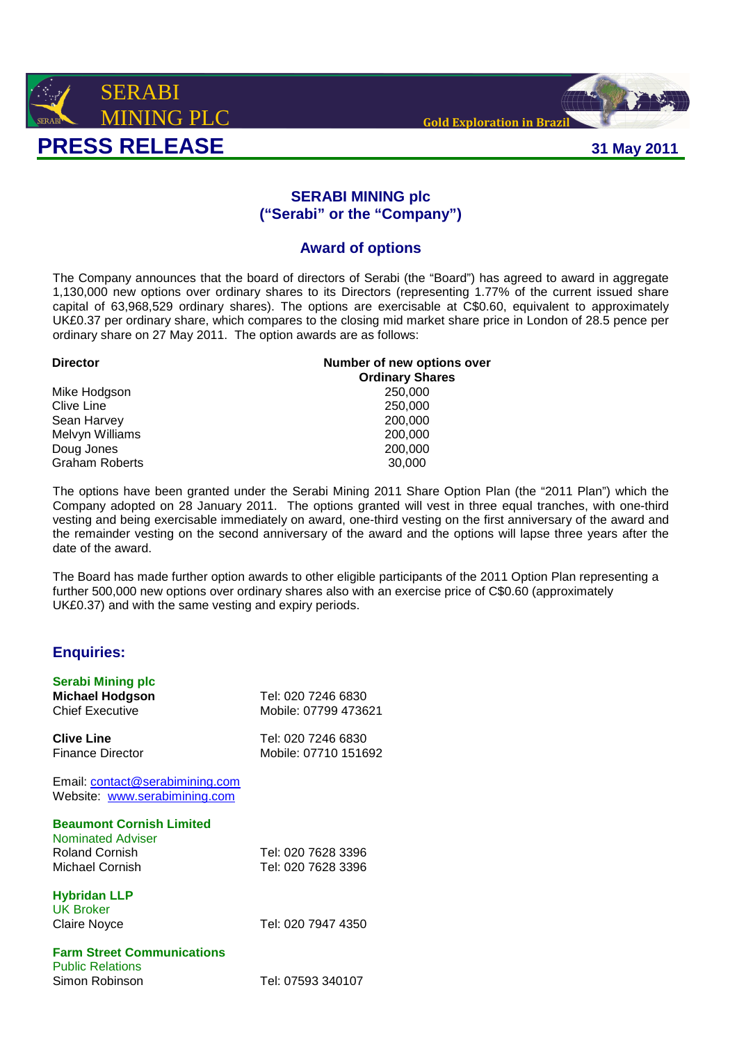SERABI MINING PLC

Gold Exploration in Brazil

# PRESS RELEASE

**31 May 2011**

## SERABI MINING plc
## ("Serabi" or the "Company")

## Award of options

The Company announces that the board of directors of Serabi (the "Board") has agreed to award in aggregate 1,130,000 new options over ordinary shares to its Directors (representing 1.77% of the current issued share capital of 63,968,529 ordinary shares). The options are exercisable at C$0.60, equivalent to approximately UK£0.37 per ordinary share, which compares to the closing mid market share price in London of 28.5 pence per ordinary share on 27 May 2011. The option awards are as follows:

| Director | Number of new options over Ordinary Shares |
|---|---|
| Mike Hodgson | 250,000 |
| Clive Line | 250,000 |
| Sean Harvey | 200,000 |
| Melvyn Williams | 200,000 |
| Doug Jones | 200,000 |
| Graham Roberts | 30,000 |

The options have been granted under the Serabi Mining 2011 Share Option Plan (the "2011 Plan") which the Company adopted on 28 January 2011. The options granted will vest in three equal tranches, with one-third vesting and being exercisable immediately on award, one-third vesting on the first anniversary of the award and the remainder vesting on the second anniversary of the award and the options will lapse three years after the date of the award.

The Board has made further option awards to other eligible participants of the 2011 Option Plan representing a further 500,000 new options over ordinary shares also with an exercise price of C$0.60 (approximately UK£0.37) and with the same vesting and expiry periods.

## Enquiries:

**Serabi Mining plc**

| | |
|---|---|
| **Michael Hodgson** | Tel: 020 7246 6830 |
| Chief Executive | Mobile: 07799 473621 |
| **Clive Line** | Tel: 020 7246 6830 |
| Finance Director | Mobile: 07710 151692 |

Email: contact@serabimining.com
Website: www.serabimining.com

**Beaumont Cornish Limited**
Nominated Adviser

| | |
|---|---|
| Roland Cornish | Tel: 020 7628 3396 |
| Michael Cornish | Tel: 020 7628 3396 |

**Hybridan LLP**
UK Broker

| | |
|---|---|
| Claire Noyce | Tel: 020 7947 4350 |

**Farm Street Communications**
Public Relations

| | |
|---|---|
| Simon Robinson | Tel: 07593 340107 |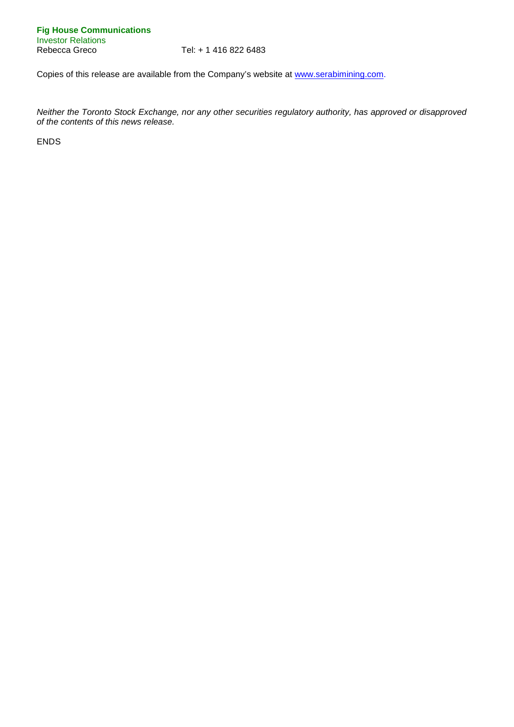**Fig House Communications**
Investor Relations
Rebecca Greco Tel: + 1 416 822 6483

Copies of this release are available from the Company's website at [www.serabimining.com](http://www.serabimining.com).

*Neither the Toronto Stock Exchange, nor any other securities regulatory authority, has approved or disapproved of the contents of this news release.*

ENDS